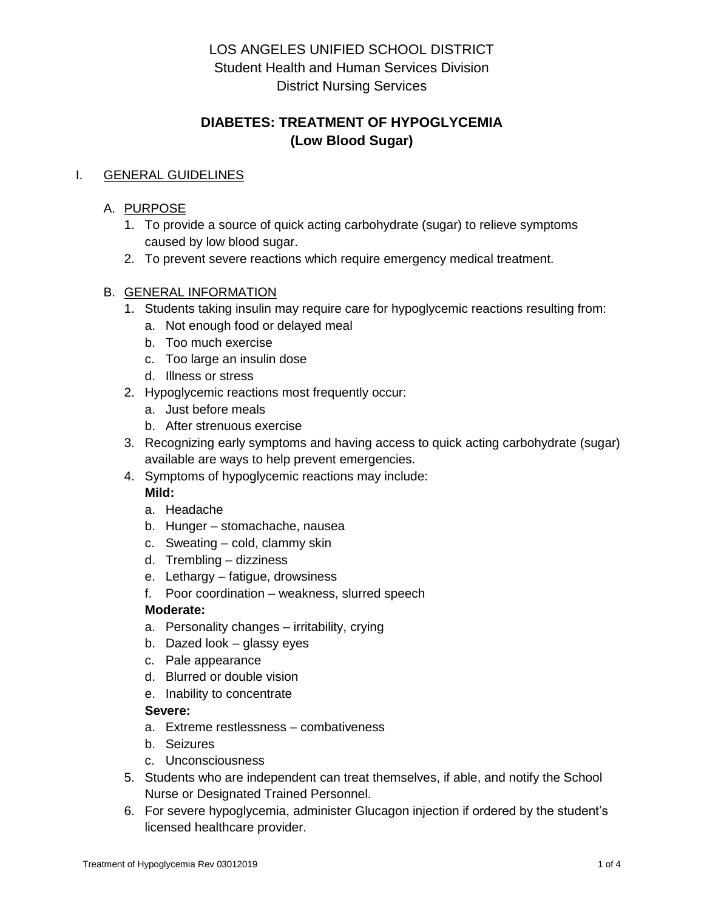LOS ANGELES UNIFIED SCHOOL DISTRICT
Student Health and Human Services Division
District Nursing Services

# DIABETES: TREATMENT OF HYPOGLYCEMIA (Low Blood Sugar)

## I. GENERAL GUIDELINES

### A. PURPOSE

1. To provide a source of quick acting carbohydrate (sugar) to relieve symptoms caused by low blood sugar.
2. To prevent severe reactions which require emergency medical treatment.

### B. GENERAL INFORMATION

1. Students taking insulin may require care for hypoglycemic reactions resulting from:
   a. Not enough food or delayed meal
   b. Too much exercise
   c. Too large an insulin dose
   d. Illness or stress
2. Hypoglycemic reactions most frequently occur:
   a. Just before meals
   b. After strenuous exercise
3. Recognizing early symptoms and having access to quick acting carbohydrate (sugar) available are ways to help prevent emergencies.
4. Symptoms of hypoglycemic reactions may include:

   **Mild:**
   a. Headache
   b. Hunger – stomachache, nausea
   c. Sweating – cold, clammy skin
   d. Trembling – dizziness
   e. Lethargy – fatigue, drowsiness
   f. Poor coordination – weakness, slurred speech

   **Moderate:**
   a. Personality changes – irritability, crying
   b. Dazed look – glassy eyes
   c. Pale appearance
   d. Blurred or double vision
   e. Inability to concentrate

   **Severe:**
   a. Extreme restlessness – combativeness
   b. Seizures
   c. Unconsciousness
5. Students who are independent can treat themselves, if able, and notify the School Nurse or Designated Trained Personnel.
6. For severe hypoglycemia, administer Glucagon injection if ordered by the student's licensed healthcare provider.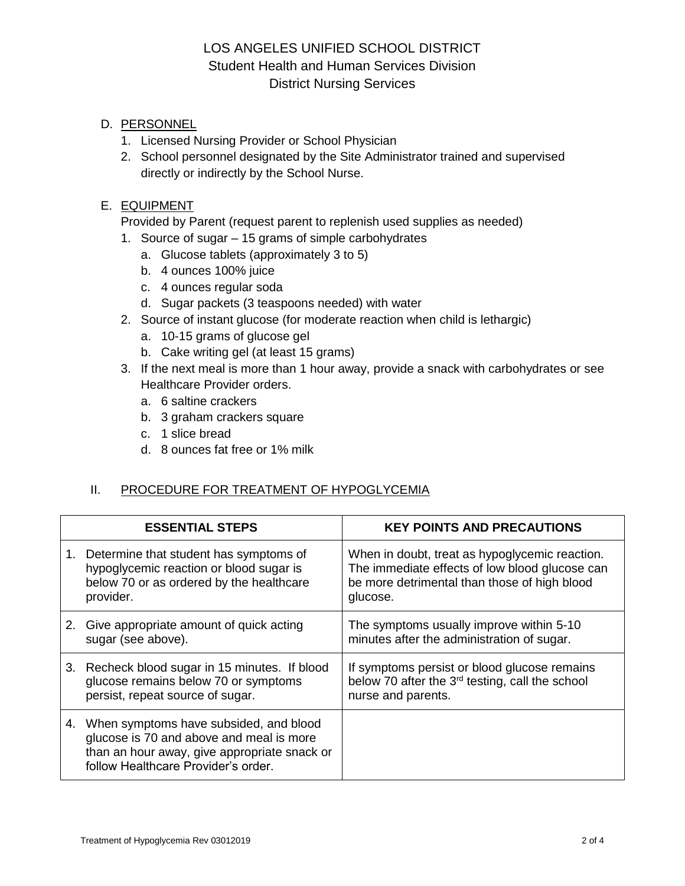LOS ANGELES UNIFIED SCHOOL DISTRICT
Student Health and Human Services Division
District Nursing Services

D. PERSONNEL
   1. Licensed Nursing Provider or School Physician
   2. School personnel designated by the Site Administrator trained and supervised directly or indirectly by the School Nurse.

E. EQUIPMENT
   Provided by Parent (request parent to replenish used supplies as needed)
   1. Source of sugar – 15 grams of simple carbohydrates
      a. Glucose tablets (approximately 3 to 5)
      b. 4 ounces 100% juice
      c. 4 ounces regular soda
      d. Sugar packets (3 teaspoons needed) with water
   2. Source of instant glucose (for moderate reaction when child is lethargic)
      a. 10-15 grams of glucose gel
      b. Cake writing gel (at least 15 grams)
   3. If the next meal is more than 1 hour away, provide a snack with carbohydrates or see Healthcare Provider orders.
      a. 6 saltine crackers
      b. 3 graham crackers square
      c. 1 slice bread
      d. 8 ounces fat free or 1% milk

## II. PROCEDURE FOR TREATMENT OF HYPOGLYCEMIA

| ESSENTIAL STEPS | KEY POINTS AND PRECAUTIONS |
|---|---|
| 1. Determine that student has symptoms of hypoglycemic reaction or blood sugar is below 70 or as ordered by the healthcare provider. | When in doubt, treat as hypoglycemic reaction. The immediate effects of low blood glucose can be more detrimental than those of high blood glucose. |
| 2. Give appropriate amount of quick acting sugar (see above). | The symptoms usually improve within 5-10 minutes after the administration of sugar. |
| 3. Recheck blood sugar in 15 minutes. If blood glucose remains below 70 or symptoms persist, repeat source of sugar. | If symptoms persist or blood glucose remains below 70 after the 3rd testing, call the school nurse and parents. |
| 4. When symptoms have subsided, and blood glucose is 70 and above and meal is more than an hour away, give appropriate snack or follow Healthcare Provider's order. | |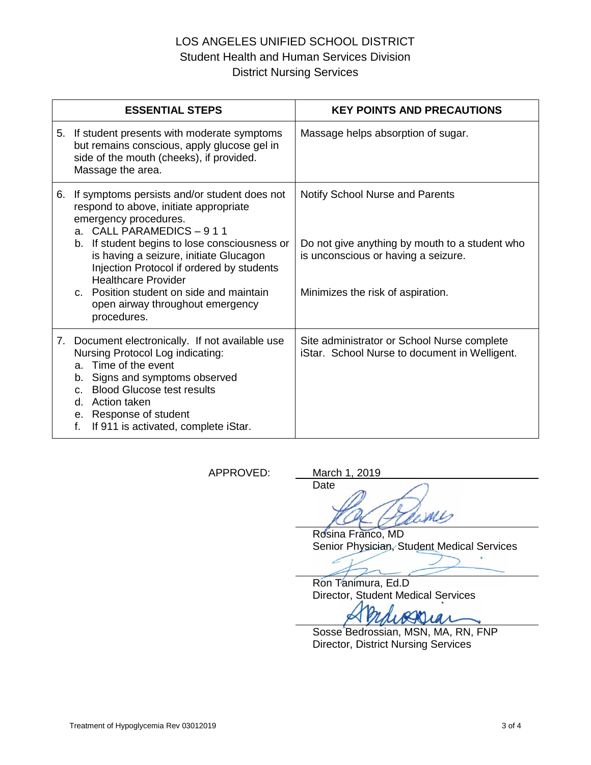LOS ANGELES UNIFIED SCHOOL DISTRICT
Student Health and Human Services Division
District Nursing Services

| ESSENTIAL STEPS | KEY POINTS AND PRECAUTIONS |
|---|---|
| 5. If student presents with moderate symptoms but remains conscious, apply glucose gel in side of the mouth (cheeks), if provided. Massage the area. | Massage helps absorption of sugar. |
| 6. If symptoms persists and/or student does not respond to above, initiate appropriate emergency procedures.<br>a. CALL PARAMEDICS – 9 1 1<br>b. If student begins to lose consciousness or is having a seizure, initiate Glucagon Injection Protocol if ordered by students Healthcare Provider<br>c. Position student on side and maintain open airway throughout emergency procedures. | Notify School Nurse and Parents<br><br>Do not give anything by mouth to a student who is unconscious or having a seizure.<br><br>Minimizes the risk of aspiration. |
| 7. Document electronically. If not available use Nursing Protocol Log indicating:<br>a. Time of the event<br>b. Signs and symptoms observed<br>c. Blood Glucose test results<br>d. Action taken<br>e. Response of student<br>f. If 911 is activated, complete iStar. | Site administrator or School Nurse complete iStar. School Nurse to document in Welligent. |

APPROVED: March 1, 2019
Date

Rosina Franco, MD
Senior Physician, Student Medical Services

Ron Tanimura, Ed.D
Director, Student Medical Services

Sosse Bedrossian, MSN, MA, RN, FNP
Director, District Nursing Services

Treatment of Hypoglycemia Rev 03012019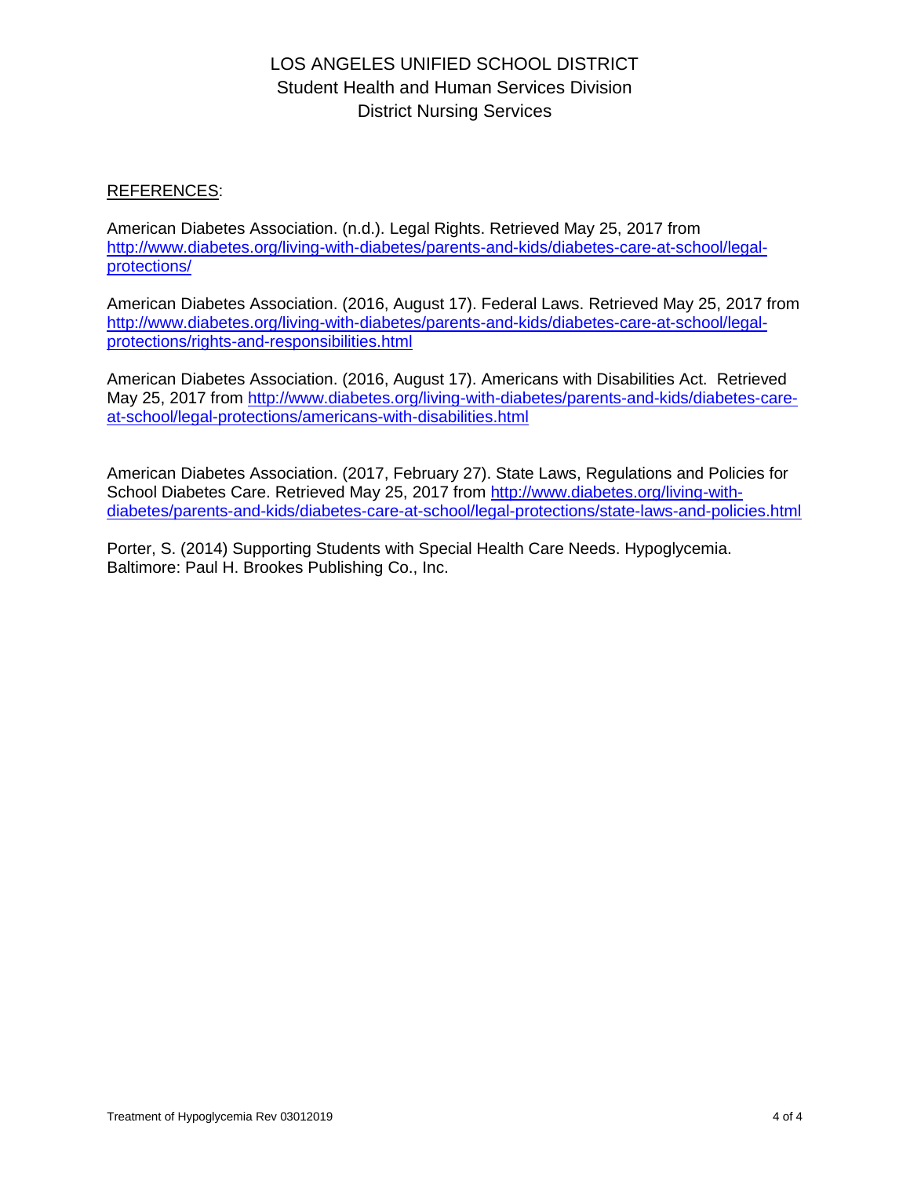LOS ANGELES UNIFIED SCHOOL DISTRICT
Student Health and Human Services Division
District Nursing Services

REFERENCES:

American Diabetes Association. (n.d.). Legal Rights. Retrieved May 25, 2017 from http://www.diabetes.org/living-with-diabetes/parents-and-kids/diabetes-care-at-school/legal-protections/

American Diabetes Association. (2016, August 17). Federal Laws. Retrieved May 25, 2017 from http://www.diabetes.org/living-with-diabetes/parents-and-kids/diabetes-care-at-school/legal-protections/rights-and-responsibilities.html

American Diabetes Association. (2016, August 17). Americans with Disabilities Act. Retrieved May 25, 2017 from http://www.diabetes.org/living-with-diabetes/parents-and-kids/diabetes-care-at-school/legal-protections/americans-with-disabilities.html

American Diabetes Association. (2017, February 27). State Laws, Regulations and Policies for School Diabetes Care. Retrieved May 25, 2017 from http://www.diabetes.org/living-with-diabetes/parents-and-kids/diabetes-care-at-school/legal-protections/state-laws-and-policies.html

Porter, S. (2014) Supporting Students with Special Health Care Needs. Hypoglycemia. Baltimore: Paul H. Brookes Publishing Co., Inc.